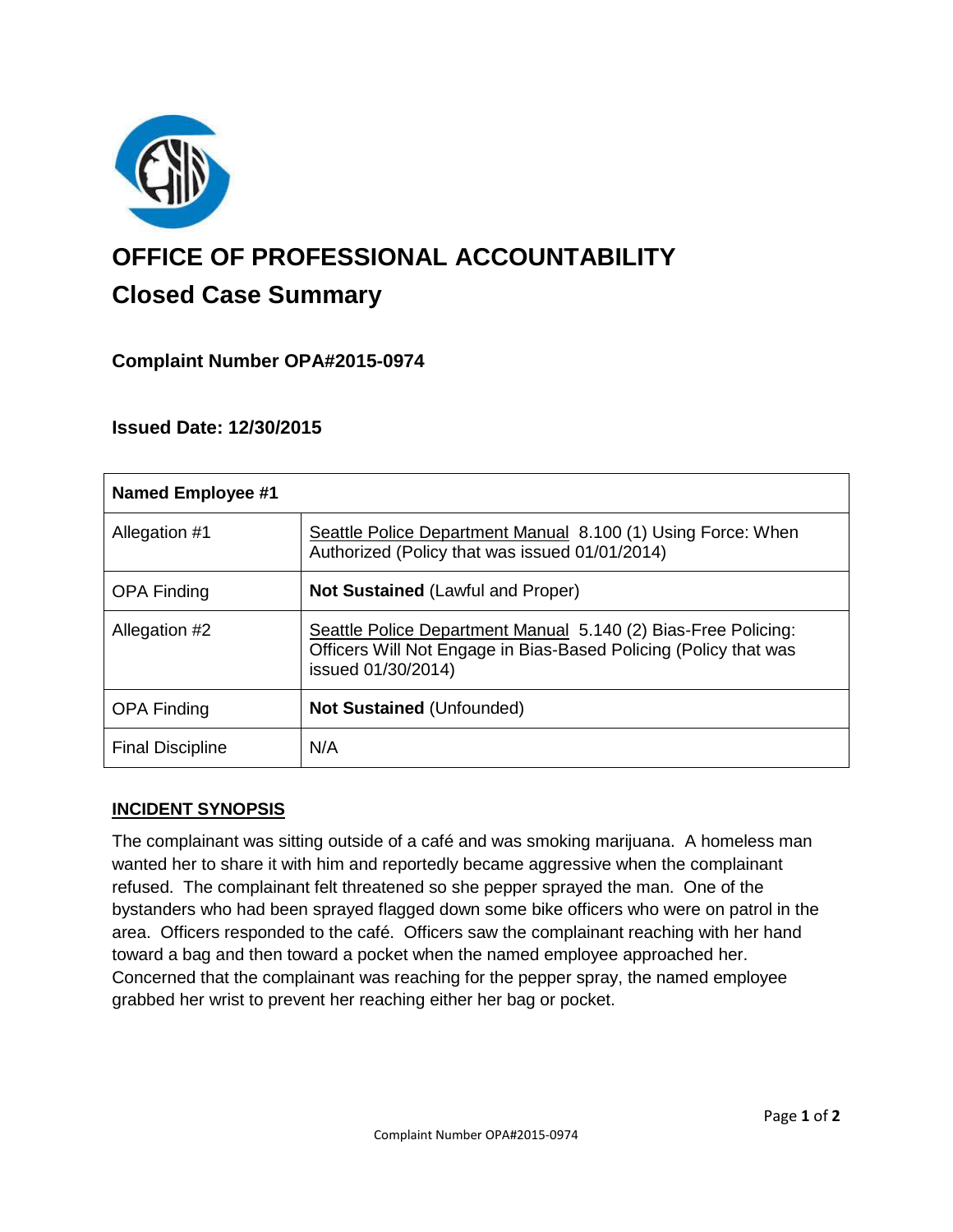# OFFICE OF PROFESSIONAL ACCOUNTABILITY

## Closed Case Summary

### Complaint Number OPA#2015-0974

### Issued Date: 12/30/2015

| Named Employee #1 | |
|---|---|
| Allegation #1 | Seattle Police Department Manual 8.100 (1) Using Force: When Authorized (Policy that was issued 01/01/2014) |
| OPA Finding | **Not Sustained** (Lawful and Proper) |
| Allegation #2 | Seattle Police Department Manual 5.140 (2) Bias-Free Policing: Officers Will Not Engage in Bias-Based Policing (Policy that was issued 01/30/2014) |
| OPA Finding | **Not Sustained** (Unfounded) |
| Final Discipline | N/A |

**INCIDENT SYNOPSIS**

The complainant was sitting outside of a café and was smoking marijuana. A homeless man wanted her to share it with him and reportedly became aggressive when the complainant refused. The complainant felt threatened so she pepper sprayed the man. One of the bystanders who had been sprayed flagged down some bike officers who were on patrol in the area. Officers responded to the café. Officers saw the complainant reaching with her hand toward a bag and then toward a pocket when the named employee approached her. Concerned that the complainant was reaching for the pepper spray, the named employee grabbed her wrist to prevent her reaching either her bag or pocket.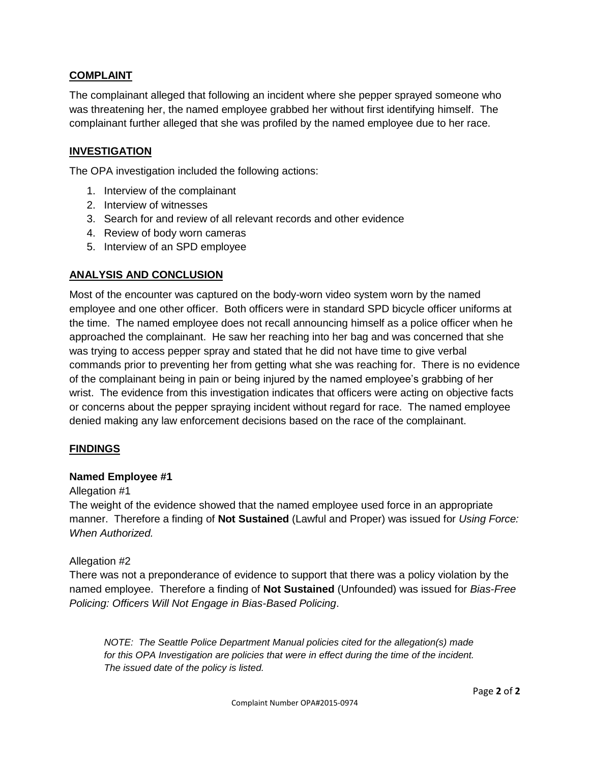## COMPLAINT

The complainant alleged that following an incident where she pepper sprayed someone who was threatening her, the named employee grabbed her without first identifying himself. The complainant further alleged that she was profiled by the named employee due to her race.

## INVESTIGATION

The OPA investigation included the following actions:

1. Interview of the complainant
2. Interview of witnesses
3. Search for and review of all relevant records and other evidence
4. Review of body worn cameras
5. Interview of an SPD employee

## ANALYSIS AND CONCLUSION

Most of the encounter was captured on the body-worn video system worn by the named employee and one other officer. Both officers were in standard SPD bicycle officer uniforms at the time. The named employee does not recall announcing himself as a police officer when he approached the complainant. He saw her reaching into her bag and was concerned that she was trying to access pepper spray and stated that he did not have time to give verbal commands prior to preventing her from getting what she was reaching for. There is no evidence of the complainant being in pain or being injured by the named employee's grabbing of her wrist. The evidence from this investigation indicates that officers were acting on objective facts or concerns about the pepper spraying incident without regard for race. The named employee denied making any law enforcement decisions based on the race of the complainant.

## FINDINGS

### Named Employee #1

Allegation #1

The weight of the evidence showed that the named employee used force in an appropriate manner. Therefore a finding of **Not Sustained** (Lawful and Proper) was issued for *Using Force: When Authorized.*

Allegation #2

There was not a preponderance of evidence to support that there was a policy violation by the named employee. Therefore a finding of **Not Sustained** (Unfounded) was issued for *Bias-Free Policing: Officers Will Not Engage in Bias-Based Policing*.

*NOTE: The Seattle Police Department Manual policies cited for the allegation(s) made for this OPA Investigation are policies that were in effect during the time of the incident. The issued date of the policy is listed.*

Complaint Number OPA#2015-0974